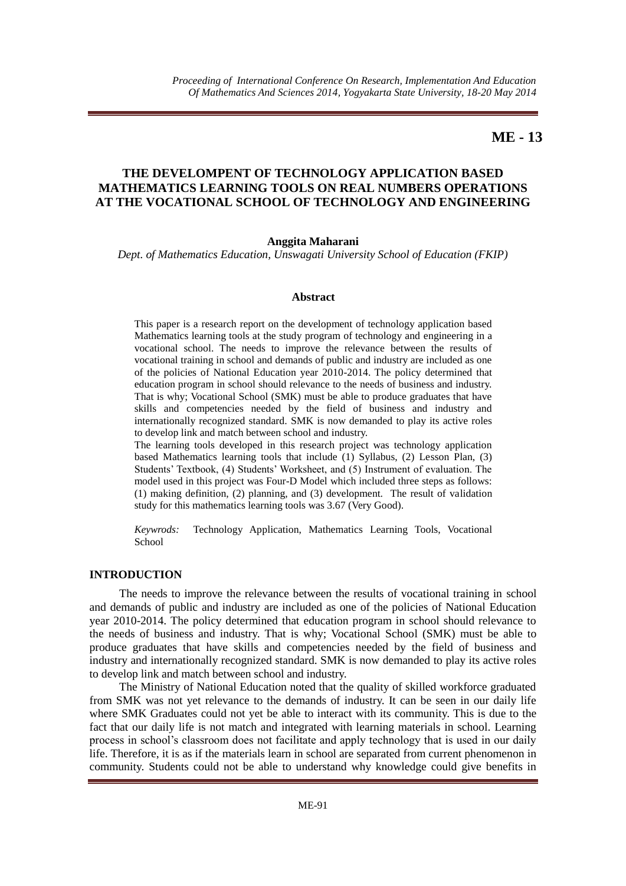**ME - 13**

# THE DEVELOMPENT OF TECHNOLOGY APPLICATION BASED MATHEMATICS LEARNING TOOLS ON REAL NUMBERS OPERATIONS AT THE VOCATIONAL SCHOOL OF TECHNOLOGY AND ENGINEERING

**Anggita Maharani**

*Dept. of Mathematics Education, Unswagati University School of Education (FKIP)*

## Abstract

This paper is a research report on the development of technology application based Mathematics learning tools at the study program of technology and engineering in a vocational school. The needs to improve the relevance between the results of vocational training in school and demands of public and industry are included as one of the policies of National Education year 2010-2014. The policy determined that education program in school should relevance to the needs of business and industry. That is why; Vocational School (SMK) must be able to produce graduates that have skills and competencies needed by the field of business and industry and internationally recognized standard. SMK is now demanded to play its active roles to develop link and match between school and industry.

The learning tools developed in this research project was technology application based Mathematics learning tools that include (1) Syllabus, (2) Lesson Plan, (3) Students' Textbook, (4) Students' Worksheet, and (5) Instrument of evaluation. The model used in this project was Four-D Model which included three steps as follows: (1) making definition, (2) planning, and (3) development. The result of validation study for this mathematics learning tools was 3.67 (Very Good).

*Keywrods:* Technology Application, Mathematics Learning Tools, Vocational School

## INTRODUCTION

The needs to improve the relevance between the results of vocational training in school and demands of public and industry are included as one of the policies of National Education year 2010-2014. The policy determined that education program in school should relevance to the needs of business and industry. That is why; Vocational School (SMK) must be able to produce graduates that have skills and competencies needed by the field of business and industry and internationally recognized standard. SMK is now demanded to play its active roles to develop link and match between school and industry.

The Ministry of National Education noted that the quality of skilled workforce graduated from SMK was not yet relevance to the demands of industry. It can be seen in our daily life where SMK Graduates could not yet be able to interact with its community. This is due to the fact that our daily life is not match and integrated with learning materials in school. Learning process in school's classroom does not facilitate and apply technology that is used in our daily life. Therefore, it is as if the materials learn in school are separated from current phenomenon in community. Students could not be able to understand why knowledge could give benefits in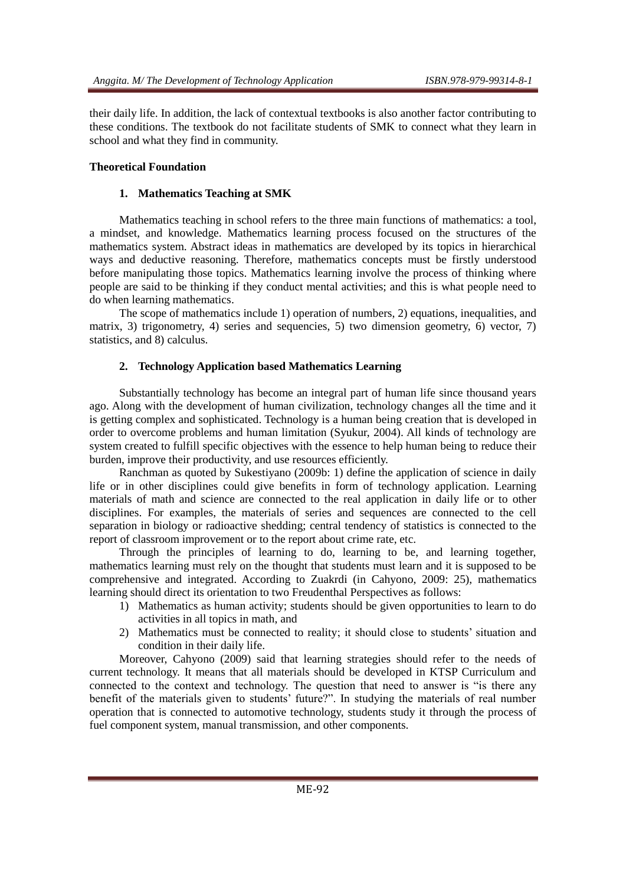their daily life. In addition, the lack of contextual textbooks is also another factor contributing to these conditions. The textbook do not facilitate students of SMK to connect what they learn in school and what they find in community.

**Theoretical Foundation**

**1. Mathematics Teaching at SMK**

Mathematics teaching in school refers to the three main functions of mathematics: a tool, a mindset, and knowledge. Mathematics learning process focused on the structures of the mathematics system. Abstract ideas in mathematics are developed by its topics in hierarchical ways and deductive reasoning. Therefore, mathematics concepts must be firstly understood before manipulating those topics. Mathematics learning involve the process of thinking where people are said to be thinking if they conduct mental activities; and this is what people need to do when learning mathematics.

The scope of mathematics include 1) operation of numbers, 2) equations, inequalities, and matrix, 3) trigonometry, 4) series and sequencies, 5) two dimension geometry, 6) vector, 7) statistics, and 8) calculus.

**2. Technology Application based Mathematics Learning**

Substantially technology has become an integral part of human life since thousand years ago. Along with the development of human civilization, technology changes all the time and it is getting complex and sophisticated. Technology is a human being creation that is developed in order to overcome problems and human limitation (Syukur, 2004). All kinds of technology are system created to fulfill specific objectives with the essence to help human being to reduce their burden, improve their productivity, and use resources efficiently.

Ranchman as quoted by Sukestiyano (2009b: 1) define the application of science in daily life or in other disciplines could give benefits in form of technology application. Learning materials of math and science are connected to the real application in daily life or to other disciplines. For examples, the materials of series and sequences are connected to the cell separation in biology or radioactive shedding; central tendency of statistics is connected to the report of classroom improvement or to the report about crime rate, etc.

Through the principles of learning to do, learning to be, and learning together, mathematics learning must rely on the thought that students must learn and it is supposed to be comprehensive and integrated. According to Zuakrdi (in Cahyono, 2009: 25), mathematics learning should direct its orientation to two Freudenthal Perspectives as follows:

1) Mathematics as human activity; students should be given opportunities to learn to do activities in all topics in math, and
2) Mathematics must be connected to reality; it should close to students' situation and condition in their daily life.

Moreover, Cahyono (2009) said that learning strategies should refer to the needs of current technology. It means that all materials should be developed in KTSP Curriculum and connected to the context and technology. The question that need to answer is "is there any benefit of the materials given to students' future?". In studying the materials of real number operation that is connected to automotive technology, students study it through the process of fuel component system, manual transmission, and other components.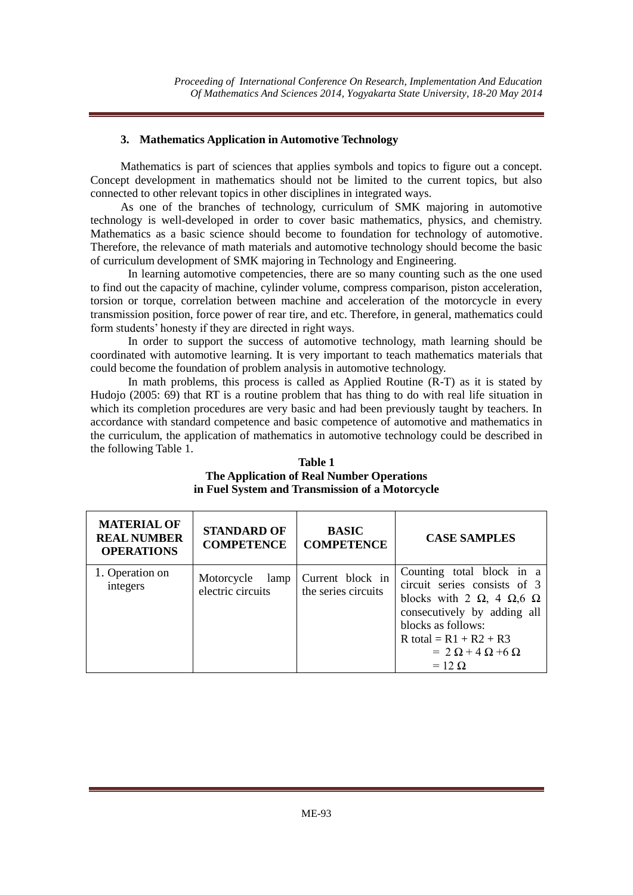### 3. Mathematics Application in Automotive Technology

Mathematics is part of sciences that applies symbols and topics to figure out a concept. Concept development in mathematics should not be limited to the current topics, but also connected to other relevant topics in other disciplines in integrated ways.

As one of the branches of technology, curriculum of SMK majoring in automotive technology is well-developed in order to cover basic mathematics, physics, and chemistry. Mathematics as a basic science should become to foundation for technology of automotive. Therefore, the relevance of math materials and automotive technology should become the basic of curriculum development of SMK majoring in Technology and Engineering.

In learning automotive competencies, there are so many counting such as the one used to find out the capacity of machine, cylinder volume, compress comparison, piston acceleration, torsion or torque, correlation between machine and acceleration of the motorcycle in every transmission position, force power of rear tire, and etc. Therefore, in general, mathematics could form students' honesty if they are directed in right ways.

In order to support the success of automotive technology, math learning should be coordinated with automotive learning. It is very important to teach mathematics materials that could become the foundation of problem analysis in automotive technology.

In math problems, this process is called as Applied Routine (R-T) as it is stated by Hudojo (2005: 69) that RT is a routine problem that has thing to do with real life situation in which its completion procedures are very basic and had been previously taught by teachers. In accordance with standard competence and basic competence of automotive and mathematics in the curriculum, the application of mathematics in automotive technology could be described in the following Table 1.

**Table 1**
**The Application of Real Number Operations in Fuel System and Transmission of a Motorcycle**

| MATERIAL OF REAL NUMBER OPERATIONS | STANDARD OF COMPETENCE | BASIC COMPETENCE | CASE SAMPLES |
|---|---|---|---|
| 1. Operation on integers | Motorcycle lamp electric circuits | Current block in the series circuits | Counting total block in a circuit series consists of 3 blocks with 2 Ω, 4 Ω,6 Ω consecutively by adding all blocks as follows: <br> R total = R1 + R2 + R3 <br> = 2 Ω + 4 Ω +6 Ω <br> = 12 Ω |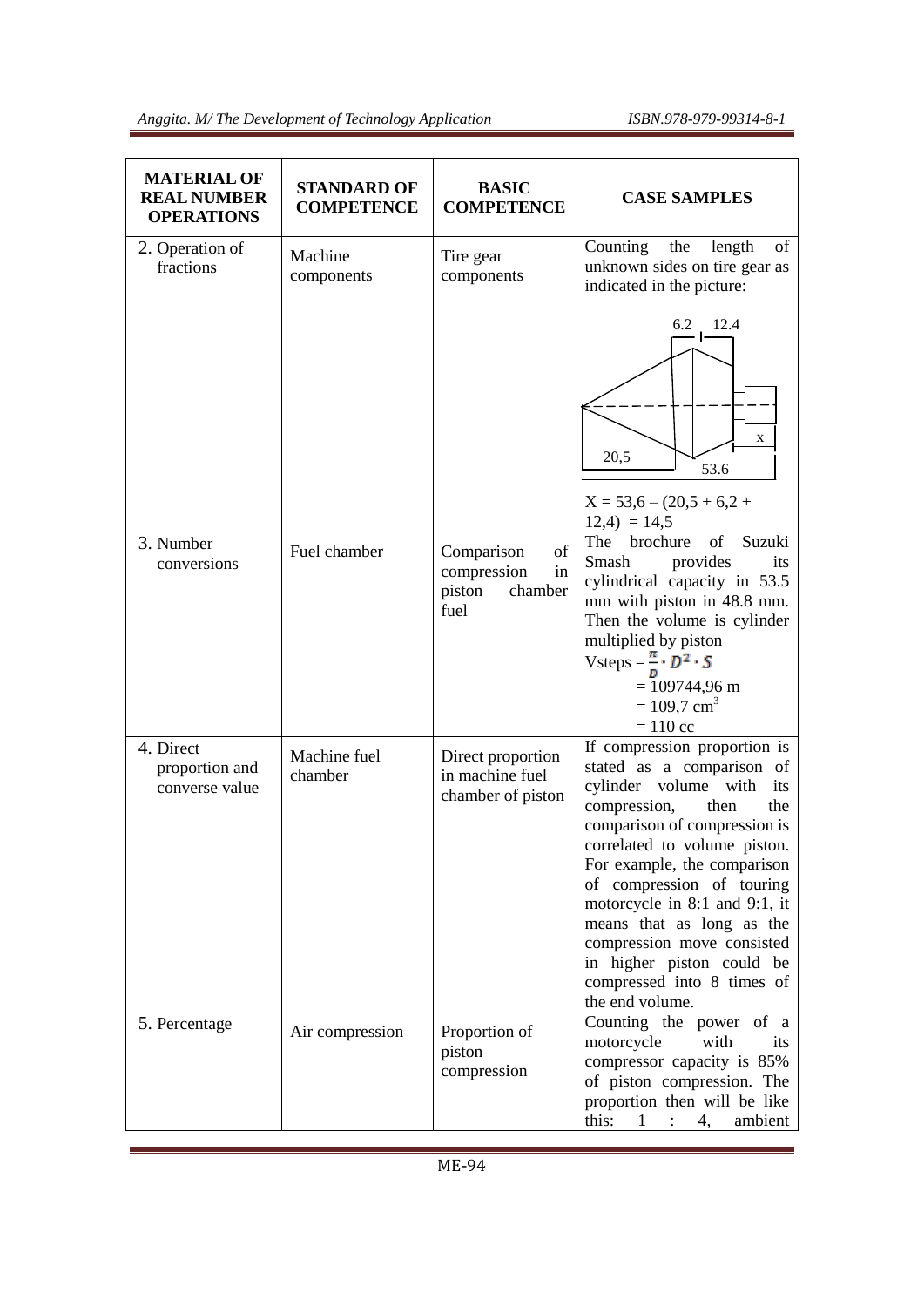| MATERIAL OF REAL NUMBER OPERATIONS | STANDARD OF COMPETENCE | BASIC COMPETENCE | CASE SAMPLES |
|---|---|---|---|
| 2. Operation of fractions | Machine components | Tire gear components | Counting the length of unknown sides on tire gear as indicated in the picture: 6.2 12.4 x 20,5 53.6 $X = 53,6 – (20,5 + 6,2 + 12,4) = 14,5$ |
| 3. Number conversions | Fuel chamber | Comparison of compression in piston chamber fuel | The brochure of Suzuki Smash provides its cylindrical capacity in 53.5 mm with piston in 48.8 mm. Then the volume is cylinder multiplied by piston Vsteps $= \frac{\pi}{D} \cdot D^2 \cdot S$ $= 109744,96$ m $= 109,7\ cm^3$ $= 110$ cc |
| 4. Direct proportion and converse value | Machine fuel chamber | Direct proportion in machine fuel chamber of piston | If compression proportion is stated as a comparison of cylinder volume with its compression, then the comparison of compression is correlated to volume piston. For example, the comparison of compression of touring motorcycle in 8:1 and 9:1, it means that as long as the compression move consisted in higher piston could be compressed into 8 times of the end volume. |
| 5. Percentage | Air compression | Proportion of piston compression | Counting the power of a motorcycle with its compressor capacity is 85% of piston compression. The proportion then will be like this: 1 : 4, ambient |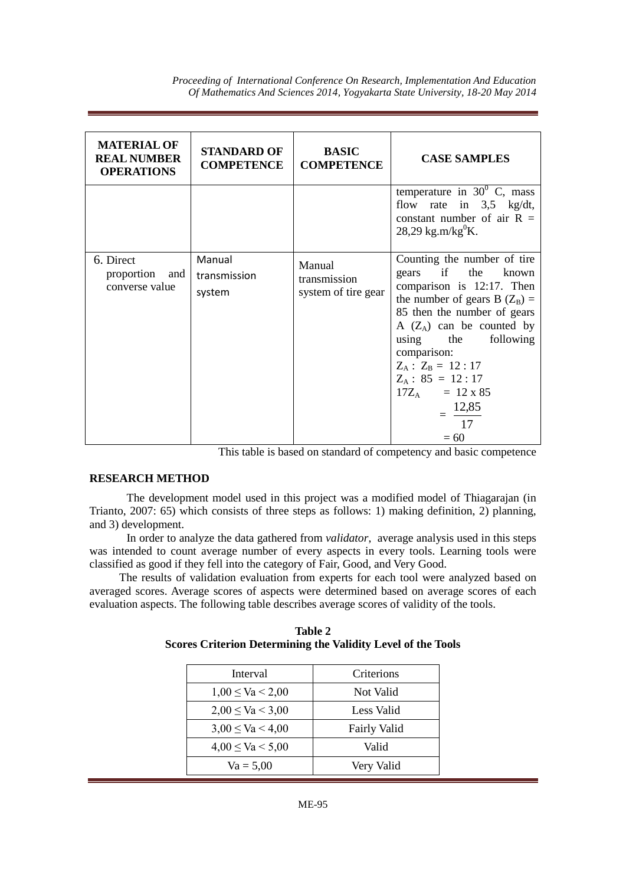| MATERIAL OF REAL NUMBER OPERATIONS | STANDARD OF COMPETENCE | BASIC COMPETENCE | CASE SAMPLES |
|---|---|---|---|
| | | | temperature in $30^0$ C, mass flow rate in 3,5 kg/dt, constant number of air R = 28,29 kg.m/kg$^0$K. |
| 6. Direct proportion and converse value | Manual transmission system | Manual transmission system of tire gear | Counting the number of tire gears if the known comparison is 12:17. Then the number of gears B ($Z_B$) = 85 then the number of gears A ($Z_A$) can be counted by using the following comparison: $Z_A : Z_B = 12 : 17$ $Z_A : 85 = 12 : 17$ $17Z_A = 12 \times 85$ $= \frac{12{,}85}{17}$ $= 60$ |

This table is based on standard of competency and basic competence

## RESEARCH METHOD

The development model used in this project was a modified model of Thiagarajan (in Trianto, 2007: 65) which consists of three steps as follows: 1) making definition, 2) planning, and 3) development.

In order to analyze the data gathered from *validator*, average analysis used in this steps was intended to count average number of every aspects in every tools. Learning tools were classified as good if they fell into the category of Fair, Good, and Very Good.

The results of validation evaluation from experts for each tool were analyzed based on averaged scores. Average scores of aspects were determined based on average scores of each evaluation aspects. The following table describes average scores of validity of the tools.

**Table 2**
**Scores Criterion Determining the Validity Level of the Tools**

| Interval | Criterions |
|---|---|
| $1{,}00 \leq Va < 2{,}00$ | Not Valid |
| $2{,}00 \leq Va < 3{,}00$ | Less Valid |
| $3{,}00 \leq Va < 4{,}00$ | Fairly Valid |
| $4{,}00 \leq Va < 5{,}00$ | Valid |
| $Va = 5{,}00$ | Very Valid |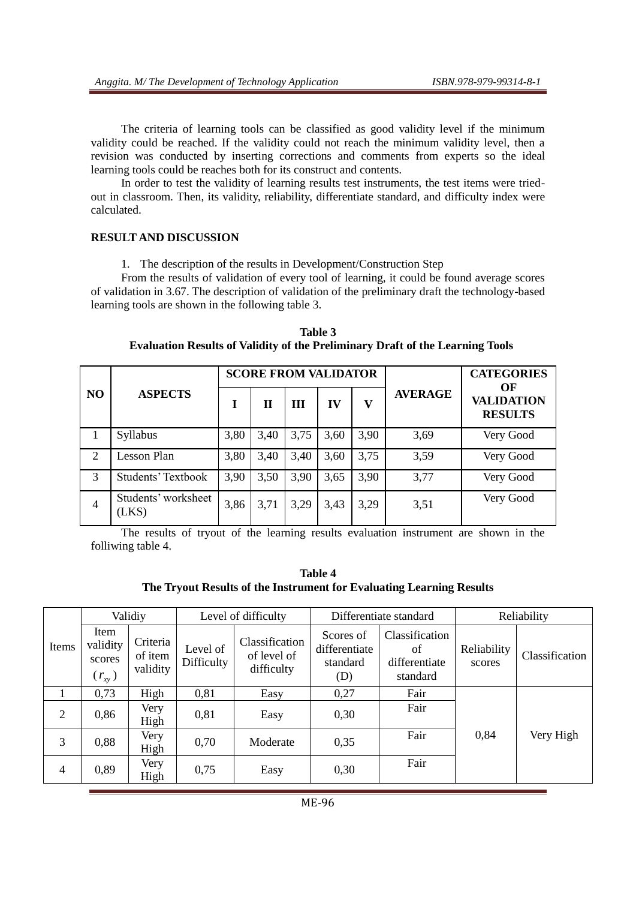The criteria of learning tools can be classified as good validity level if the minimum validity could be reached. If the validity could not reach the minimum validity level, then a revision was conducted by inserting corrections and comments from experts so the ideal learning tools could be reaches both for its construct and contents.

In order to test the validity of learning results test instruments, the test items were tried-out in classroom. Then, its validity, reliability, differentiate standard, and difficulty index were calculated.

## RESULT AND DISCUSSION

1. The description of the results in Development/Construction Step

From the results of validation of every tool of learning, it could be found average scores of validation in 3.67. The description of validation of the preliminary draft the technology-based learning tools are shown in the following table 3.

**Table 3**
**Evaluation Results of Validity of the Preliminary Draft of the Learning Tools**

| NO | ASPECTS | SCORE FROM VALIDATOR | | | | | AVERAGE | CATEGORIES OF VALIDATION RESULTS |
|---|---|---|---|---|---|---|---|---|
| | | I | II | III | IV | V | | |
| 1 | Syllabus | 3,80 | 3,40 | 3,75 | 3,60 | 3,90 | 3,69 | Very Good |
| 2 | Lesson Plan | 3,80 | 3,40 | 3,40 | 3,60 | 3,75 | 3,59 | Very Good |
| 3 | Students' Textbook | 3,90 | 3,50 | 3,90 | 3,65 | 3,90 | 3,77 | Very Good |
| 4 | Students' worksheet (LKS) | 3,86 | 3,71 | 3,29 | 3,43 | 3,29 | 3,51 | Very Good |

The results of tryout of the learning results evaluation instrument are shown in the folliwing table 4.

**Table 4**
**The Tryout Results of the Instrument for Evaluating Learning Results**

| Items | Validiy | | Level of difficulty | | Differentiate standard | | Reliability | |
|---|---|---|---|---|---|---|---|---|
| | Item validity scores ($r_{xy}$) | Criteria of item validity | Level of Difficulty | Classification of level of difficulty | Scores of differentiate standard (D) | Classification of differentiate standard | Reliability scores | Classification |
| 1 | 0,73 | High | 0,81 | Easy | 0,27 | Fair | 0,84 | Very High |
| 2 | 0,86 | Very High | 0,81 | Easy | 0,30 | Fair | | |
| 3 | 0,88 | Very High | 0,70 | Moderate | 0,35 | Fair | | |
| 4 | 0,89 | Very High | 0,75 | Easy | 0,30 | Fair | | |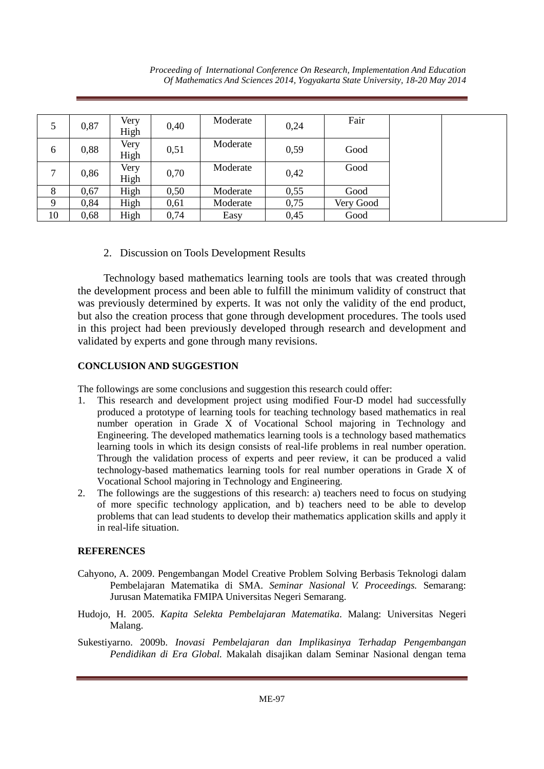| 5 | 0,87 | Very High | 0,40 | Moderate | 0,24 | Fair | | |
|---|---|---|---|---|---|---|---|---|
| 6 | 0,88 | Very High | 0,51 | Moderate | 0,59 | Good | | |
| 7 | 0,86 | Very High | 0,70 | Moderate | 0,42 | Good | | |
| 8 | 0,67 | High | 0,50 | Moderate | 0,55 | Good | | |
| 9 | 0,84 | High | 0,61 | Moderate | 0,75 | Very Good | | |
| 10 | 0,68 | High | 0,74 | Easy | 0,45 | Good | | |

2. Discussion on Tools Development Results

Technology based mathematics learning tools are tools that was created through the development process and been able to fulfill the minimum validity of construct that was previously determined by experts. It was not only the validity of the end product, but also the creation process that gone through development procedures. The tools used in this project had been previously developed through research and development and validated by experts and gone through many revisions.

**CONCLUSION AND SUGGESTION**

The followings are some conclusions and suggestion this research could offer:

1. This research and development project using modified Four-D model had successfully produced a prototype of learning tools for teaching technology based mathematics in real number operation in Grade X of Vocational School majoring in Technology and Engineering. The developed mathematics learning tools is a technology based mathematics learning tools in which its design consists of real-life problems in real number operation. Through the validation process of experts and peer review, it can be produced a valid technology-based mathematics learning tools for real number operations in Grade X of Vocational School majoring in Technology and Engineering.
2. The followings are the suggestions of this research: a) teachers need to focus on studying of more specific technology application, and b) teachers need to be able to develop problems that can lead students to develop their mathematics application skills and apply it in real-life situation.

**REFERENCES**

Cahyono, A. 2009. Pengembangan Model Creative Problem Solving Berbasis Teknologi dalam Pembelajaran Matematika di SMA. *Seminar Nasional V. Proceedings.* Semarang: Jurusan Matematika FMIPA Universitas Negeri Semarang.

Hudojo, H. 2005. *Kapita Selekta Pembelajaran Matematika*. Malang: Universitas Negeri Malang.

Sukestiyarno. 2009b. *Inovasi Pembelajaran dan Implikasinya Terhadap Pengembangan Pendidikan di Era Global.* Makalah disajikan dalam Seminar Nasional dengan tema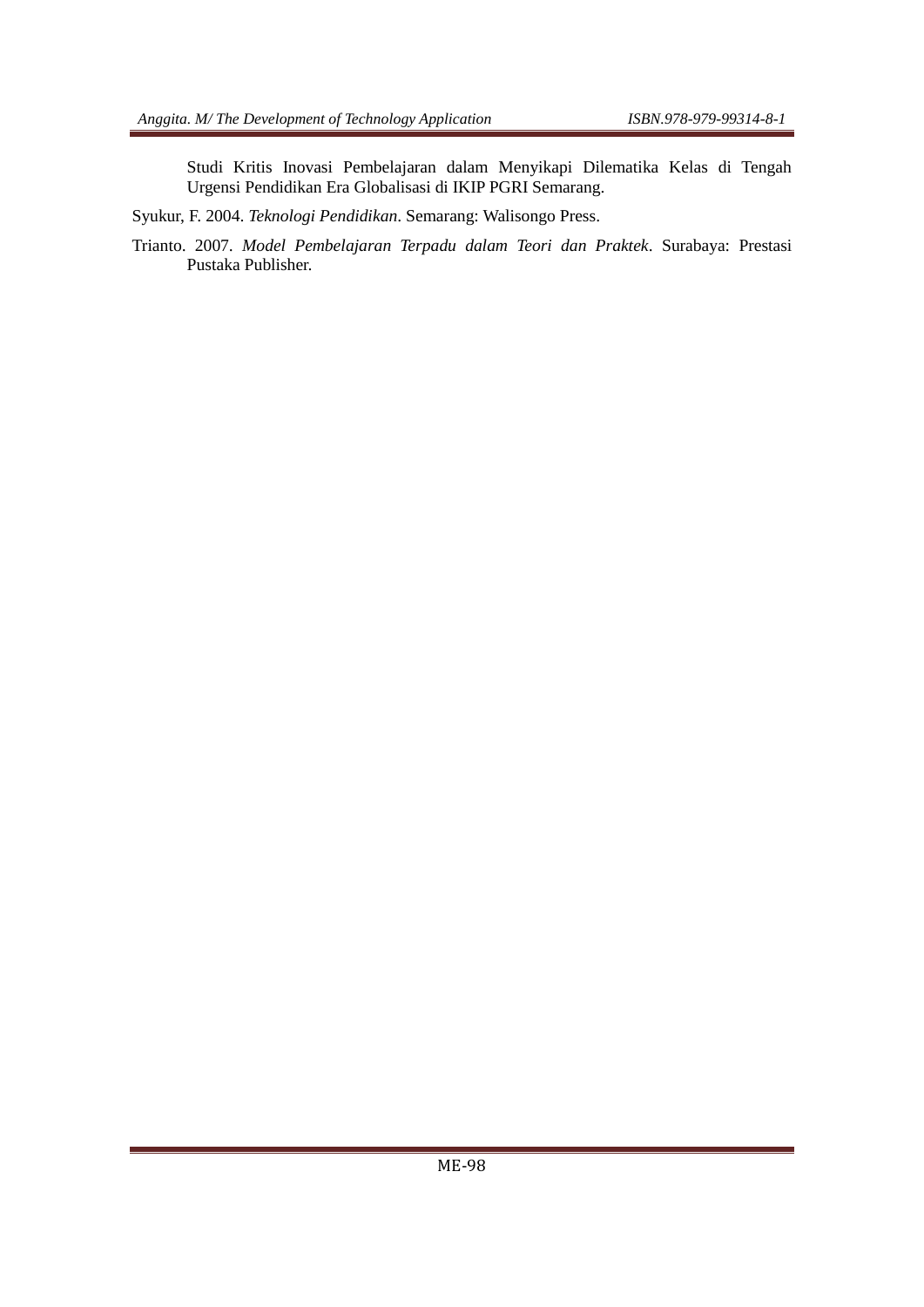Studi Kritis Inovasi Pembelajaran dalam Menyikapi Dilematika Kelas di Tengah Urgensi Pendidikan Era Globalisasi di IKIP PGRI Semarang.

Syukur, F. 2004. *Teknologi Pendidikan*. Semarang: Walisongo Press.

Trianto. 2007. *Model Pembelajaran Terpadu dalam Teori dan Praktek*. Surabaya: Prestasi Pustaka Publisher.